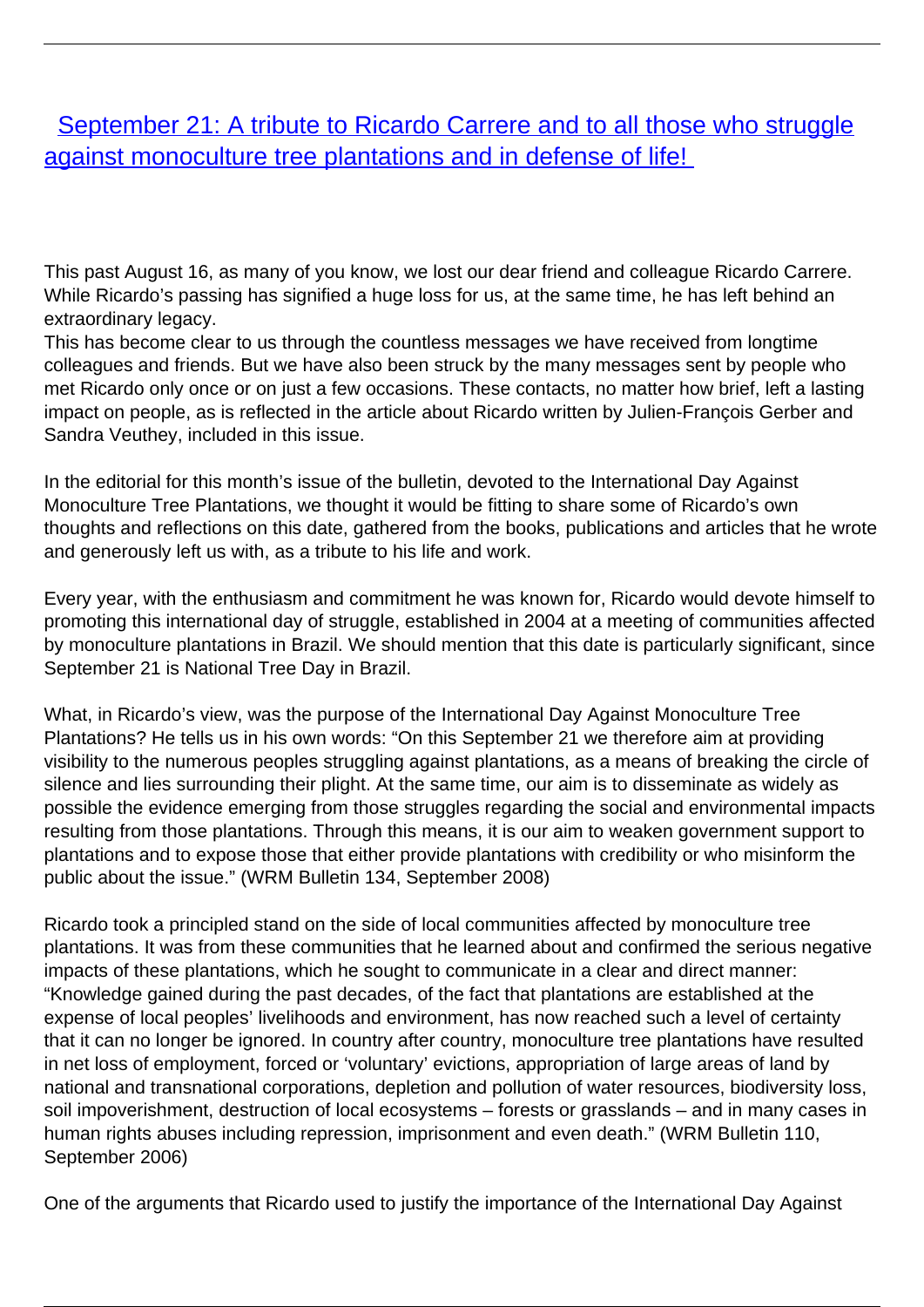# [September 21: A tribute to Ricardo Carrere and to all those who struggle against monoculture tree plantations and in defense of life!]

This past August 16, as many of you know, we lost our dear friend and colleague Ricardo Carrere. While Ricardo's passing has signified a huge loss for us, at the same time, he has left behind an extraordinary legacy.

This has become clear to us through the countless messages we have received from longtime colleagues and friends. But we have also been struck by the many messages sent by people who met Ricardo only once or on just a few occasions. These contacts, no matter how brief, left a lasting impact on people, as is reflected in the article about Ricardo written by Julien-François Gerber and Sandra Veuthey, included in this issue.

In the editorial for this month's issue of the bulletin, devoted to the International Day Against Monoculture Tree Plantations, we thought it would be fitting to share some of Ricardo's own thoughts and reflections on this date, gathered from the books, publications and articles that he wrote and generously left us with, as a tribute to his life and work.

Every year, with the enthusiasm and commitment he was known for, Ricardo would devote himself to promoting this international day of struggle, established in 2004 at a meeting of communities affected by monoculture plantations in Brazil. We should mention that this date is particularly significant, since September 21 is National Tree Day in Brazil.

What, in Ricardo's view, was the purpose of the International Day Against Monoculture Tree Plantations? He tells us in his own words: "On this September 21 we therefore aim at providing visibility to the numerous peoples struggling against plantations, as a means of breaking the circle of silence and lies surrounding their plight. At the same time, our aim is to disseminate as widely as possible the evidence emerging from those struggles regarding the social and environmental impacts resulting from those plantations. Through this means, it is our aim to weaken government support to plantations and to expose those that either provide plantations with credibility or who misinform the public about the issue." (WRM Bulletin 134, September 2008)

Ricardo took a principled stand on the side of local communities affected by monoculture tree plantations. It was from these communities that he learned about and confirmed the serious negative impacts of these plantations, which he sought to communicate in a clear and direct manner: "Knowledge gained during the past decades, of the fact that plantations are established at the expense of local peoples' livelihoods and environment, has now reached such a level of certainty that it can no longer be ignored. In country after country, monoculture tree plantations have resulted in net loss of employment, forced or 'voluntary' evictions, appropriation of large areas of land by national and transnational corporations, depletion and pollution of water resources, biodiversity loss, soil impoverishment, destruction of local ecosystems – forests or grasslands – and in many cases in human rights abuses including repression, imprisonment and even death." (WRM Bulletin 110, September 2006)

One of the arguments that Ricardo used to justify the importance of the International Day Against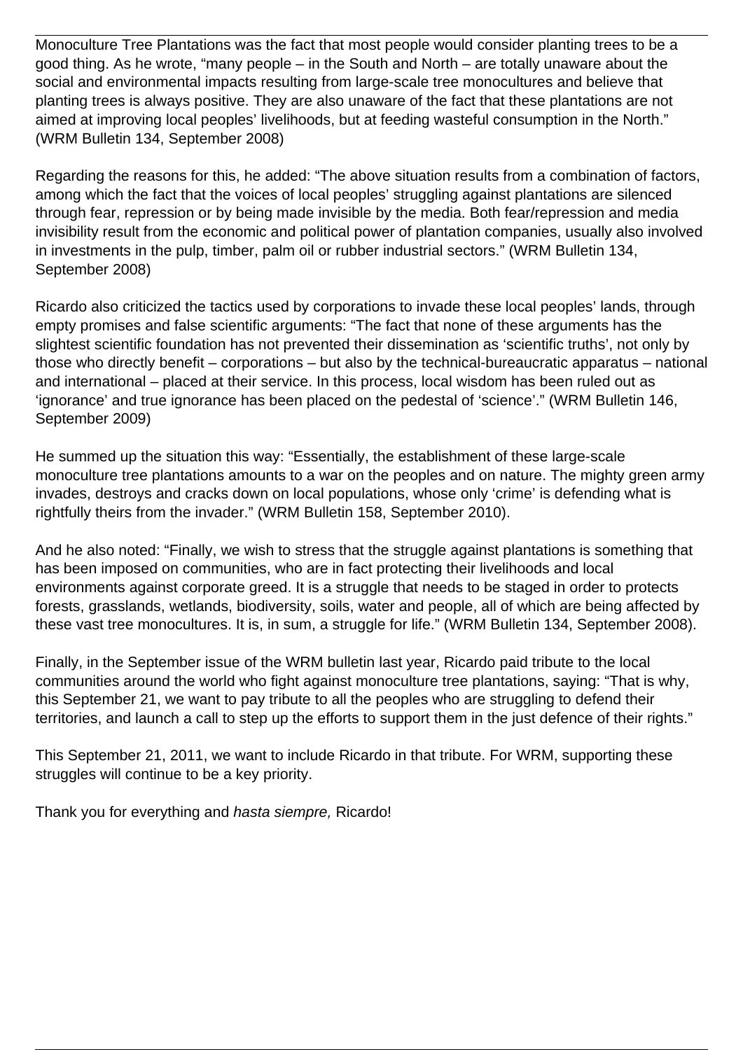Monoculture Tree Plantations was the fact that most people would consider planting trees to be a good thing. As he wrote, "many people – in the South and North – are totally unaware about the social and environmental impacts resulting from large-scale tree monocultures and believe that planting trees is always positive. They are also unaware of the fact that these plantations are not aimed at improving local peoples' livelihoods, but at feeding wasteful consumption in the North." (WRM Bulletin 134, September 2008)

Regarding the reasons for this, he added: "The above situation results from a combination of factors, among which the fact that the voices of local peoples' struggling against plantations are silenced through fear, repression or by being made invisible by the media. Both fear/repression and media invisibility result from the economic and political power of plantation companies, usually also involved in investments in the pulp, timber, palm oil or rubber industrial sectors." (WRM Bulletin 134, September 2008)

Ricardo also criticized the tactics used by corporations to invade these local peoples' lands, through empty promises and false scientific arguments: "The fact that none of these arguments has the slightest scientific foundation has not prevented their dissemination as 'scientific truths', not only by those who directly benefit – corporations – but also by the technical-bureaucratic apparatus – national and international – placed at their service. In this process, local wisdom has been ruled out as 'ignorance' and true ignorance has been placed on the pedestal of 'science'." (WRM Bulletin 146, September 2009)

He summed up the situation this way: "Essentially, the establishment of these large-scale monoculture tree plantations amounts to a war on the peoples and on nature. The mighty green army invades, destroys and cracks down on local populations, whose only 'crime' is defending what is rightfully theirs from the invader." (WRM Bulletin 158, September 2010).

And he also noted: "Finally, we wish to stress that the struggle against plantations is something that has been imposed on communities, who are in fact protecting their livelihoods and local environments against corporate greed. It is a struggle that needs to be staged in order to protects forests, grasslands, wetlands, biodiversity, soils, water and people, all of which are being affected by these vast tree monocultures. It is, in sum, a struggle for life." (WRM Bulletin 134, September 2008).

Finally, in the September issue of the WRM bulletin last year, Ricardo paid tribute to the local communities around the world who fight against monoculture tree plantations, saying: "That is why, this September 21, we want to pay tribute to all the peoples who are struggling to defend their territories, and launch a call to step up the efforts to support them in the just defence of their rights."

This September 21, 2011, we want to include Ricardo in that tribute. For WRM, supporting these struggles will continue to be a key priority.

Thank you for everything and *hasta siempre,* Ricardo!